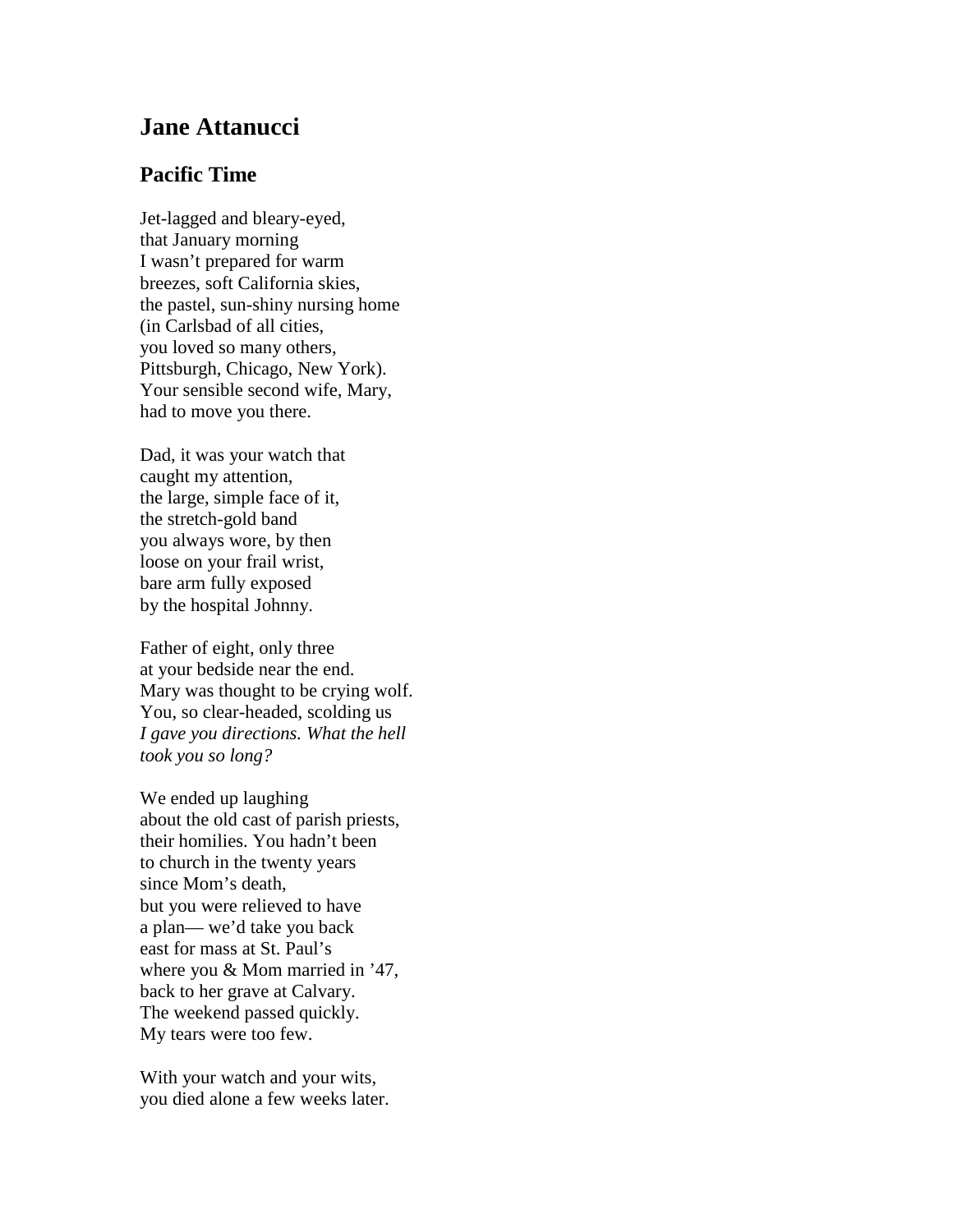## Jane Attanucci

### Pacific Time

Jet-lagged and bleary-eyed,  
that January morning  
I wasn't prepared for warm  
breezes, soft California skies,  
the pastel, sun-shiny nursing home  
(in Carlsbad of all cities,  
you loved so many others,  
Pittsburgh, Chicago, New York).  
Your sensible second wife, Mary,  
had to move you there.

Dad, it was your watch that  
caught my attention,  
the large, simple face of it,  
the stretch-gold band  
you always wore, by then  
loose on your frail wrist,  
bare arm fully exposed  
by the hospital Johnny.

Father of eight, only three  
at your bedside near the end.  
Mary was thought to be crying wolf.  
You, so clear-headed, scolding us  
*I gave you directions. What the hell*  
*took you so long?*

We ended up laughing  
about the old cast of parish priests,  
their homilies. You hadn't been  
to church in the twenty years  
since Mom's death,  
but you were relieved to have  
a plan— we'd take you back  
east for mass at St. Paul's  
where you & Mom married in '47,  
back to her grave at Calvary.  
The weekend passed quickly.  
My tears were too few.

With your watch and your wits,  
you died alone a few weeks later.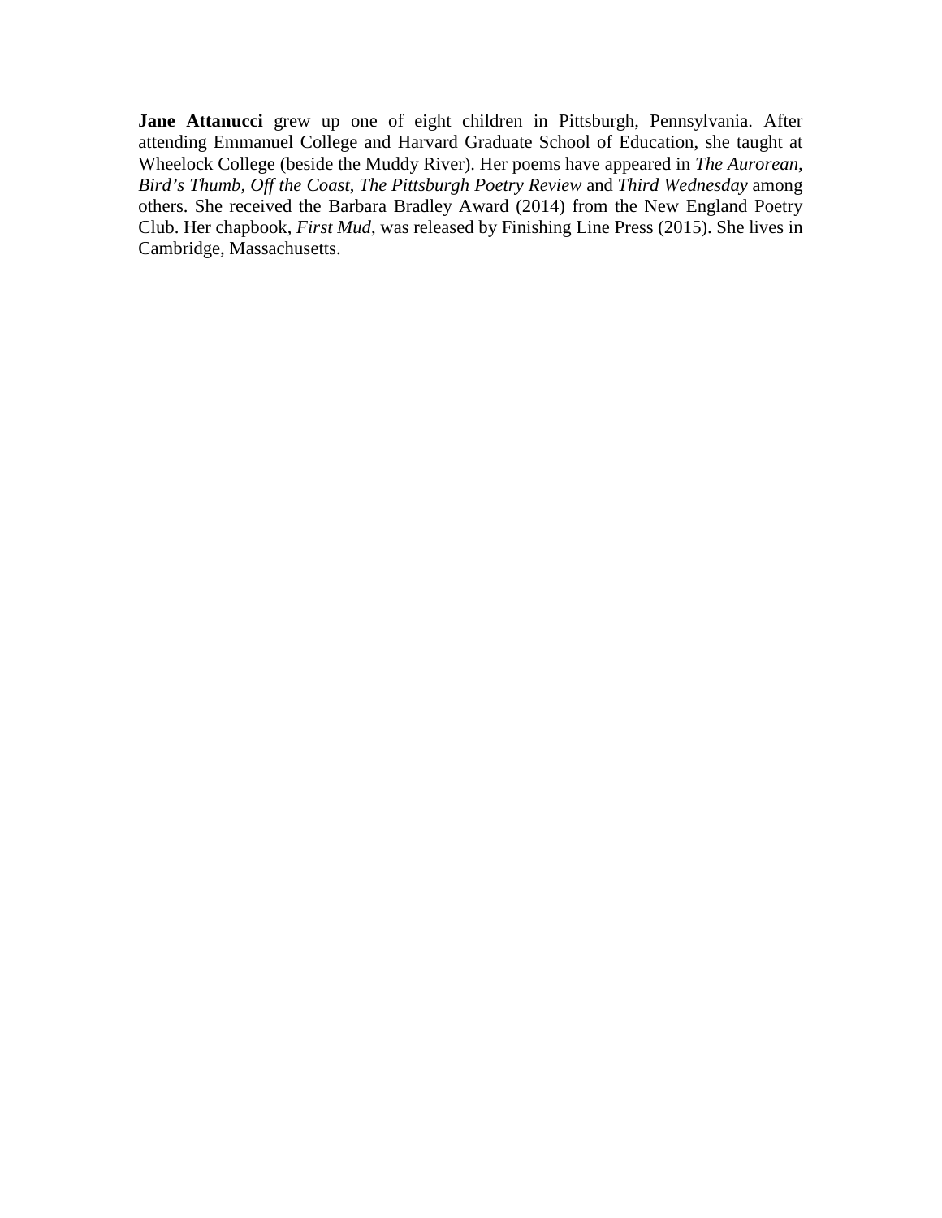**Jane Attanucci** grew up one of eight children in Pittsburgh, Pennsylvania. After attending Emmanuel College and Harvard Graduate School of Education, she taught at Wheelock College (beside the Muddy River). Her poems have appeared in *The Aurorean, Bird's Thumb, Off the Coast*, *The Pittsburgh Poetry Review* and *Third Wednesday* among others. She received the Barbara Bradley Award (2014) from the New England Poetry Club. Her chapbook, *First Mud*, was released by Finishing Line Press (2015). She lives in Cambridge, Massachusetts.